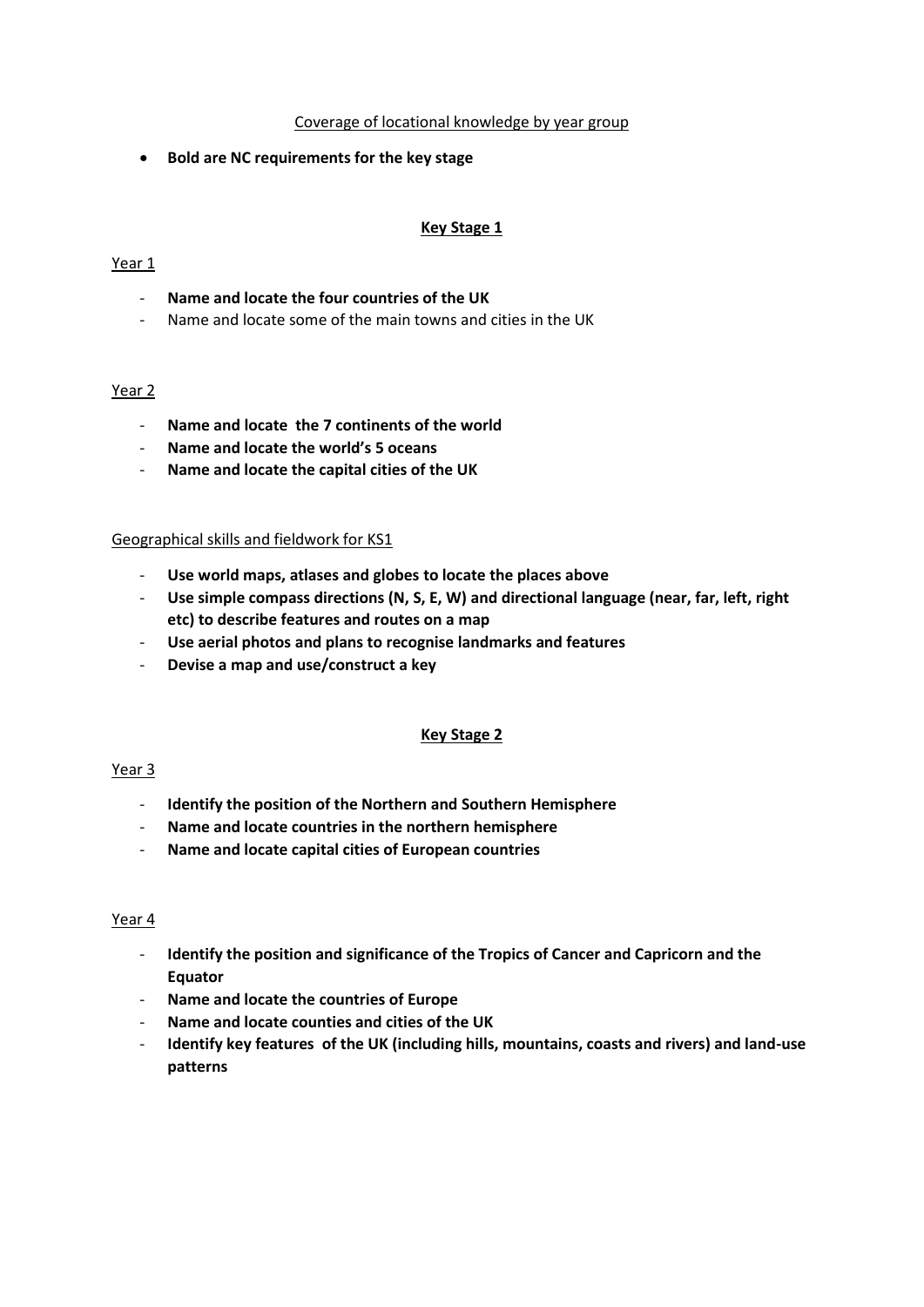Coverage of locational knowledge by year group

- **Bold are NC requirements for the key stage**

## Key Stage 1

Year 1

- **Name and locate the four countries of the UK**
- Name and locate some of the main towns and cities in the UK

Year 2

- **Name and locate the 7 continents of the world**
- **Name and locate the world's 5 oceans**
- **Name and locate the capital cities of the UK**

Geographical skills and fieldwork for KS1

- **Use world maps, atlases and globes to locate the places above**
- **Use simple compass directions (N, S, E, W) and directional language (near, far, left, right etc) to describe features and routes on a map**
- **Use aerial photos and plans to recognise landmarks and features**
- **Devise a map and use/construct a key**

## Key Stage 2

Year 3

- **Identify the position of the Northern and Southern Hemisphere**
- **Name and locate countries in the northern hemisphere**
- **Name and locate capital cities of European countries**

Year 4

- **Identify the position and significance of the Tropics of Cancer and Capricorn and the Equator**
- **Name and locate the countries of Europe**
- **Name and locate counties and cities of the UK**
- **Identify key features of the UK (including hills, mountains, coasts and rivers) and land-use patterns**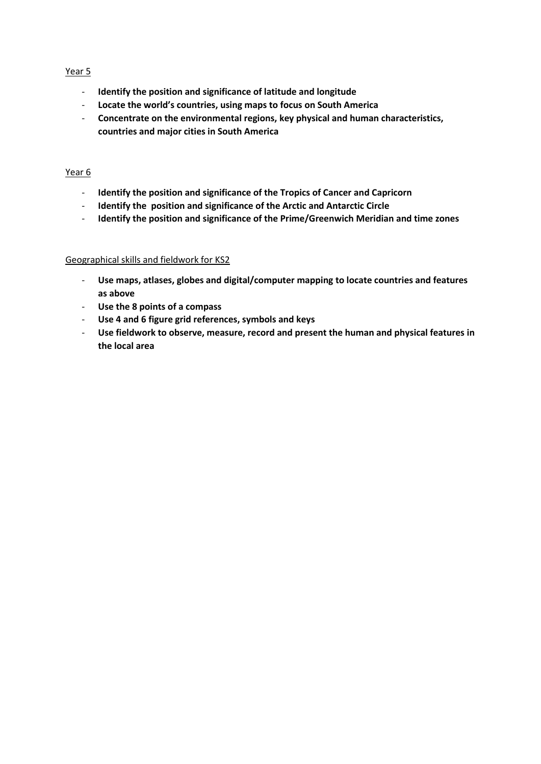Year 5

- **Identify the position and significance of latitude and longitude**
- **Locate the world's countries, using maps to focus on South America**
- **Concentrate on the environmental regions, key physical and human characteristics, countries and major cities in South America**

Year 6

- **Identify the position and significance of the Tropics of Cancer and Capricorn**
- **Identify the position and significance of the Arctic and Antarctic Circle**
- **Identify the position and significance of the Prime/Greenwich Meridian and time zones**

Geographical skills and fieldwork for KS2

- **Use maps, atlases, globes and digital/computer mapping to locate countries and features as above**
- **Use the 8 points of a compass**
- **Use 4 and 6 figure grid references, symbols and keys**
- **Use fieldwork to observe, measure, record and present the human and physical features in the local area**